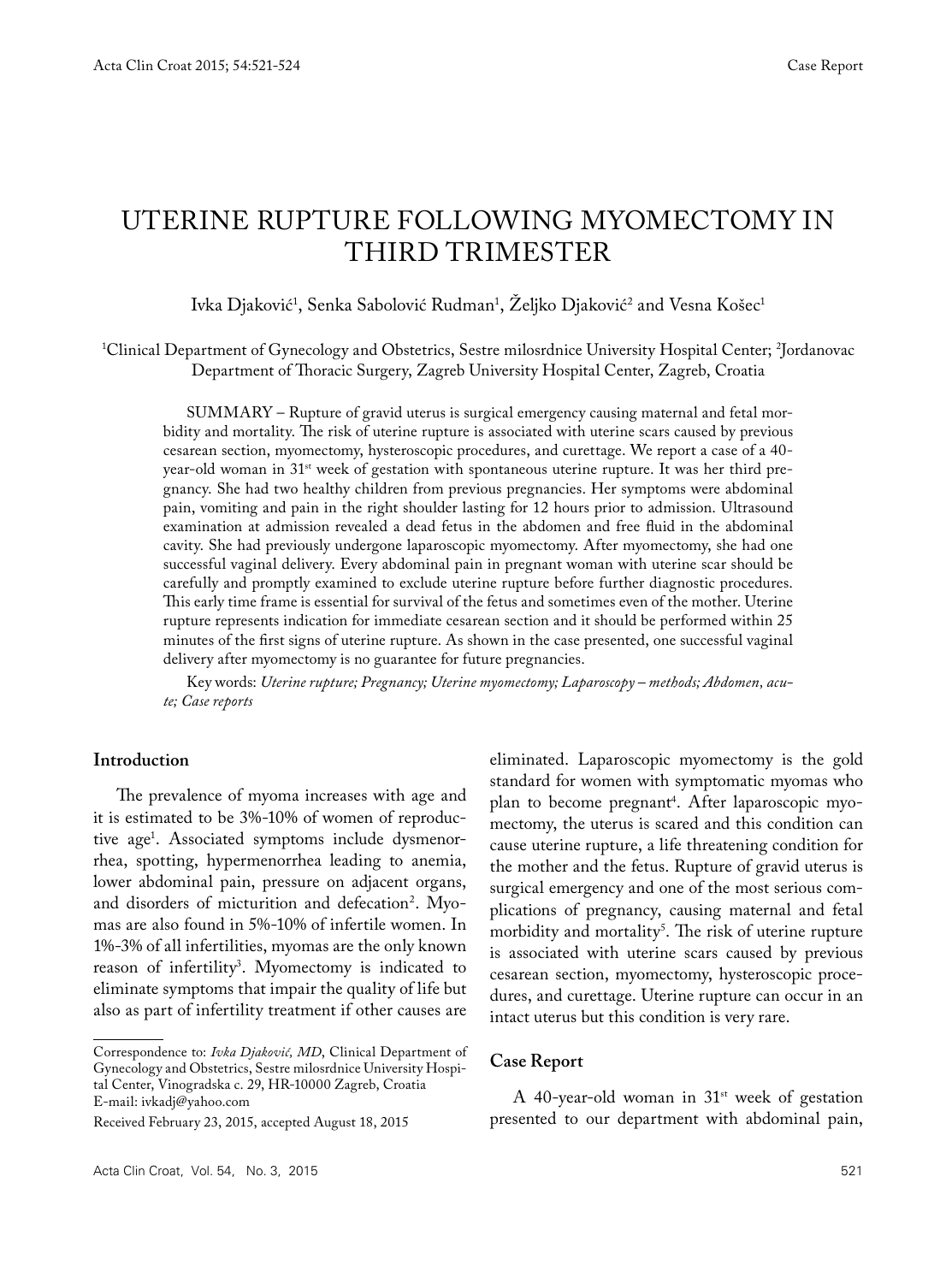# UTERINE RUPTURE FOLLOWING MYOMECTOMY IN THIRD TRIMESTER

Ivka Djaković[1], Senka Sabolović Rudman[1], Željko Djaković[2] and Vesna Košec[1]

[1]Clinical Department of Gynecology and Obstetrics, Sestre milosrdnice University Hospital Center; [2]Jordanovac Department of Thoracic Surgery, Zagreb University Hospital Center, Zagreb, Croatia

SUMMARY – Rupture of gravid uterus is surgical emergency causing maternal and fetal morbidity and mortality. The risk of uterine rupture is associated with uterine scars caused by previous cesarean section, myomectomy, hysteroscopic procedures, and curettage. We report a case of a 40-year-old woman in 31[st] week of gestation with spontaneous uterine rupture. It was her third pregnancy. She had two healthy children from previous pregnancies. Her symptoms were abdominal pain, vomiting and pain in the right shoulder lasting for 12 hours prior to admission. Ultrasound examination at admission revealed a dead fetus in the abdomen and free fluid in the abdominal cavity. She had previously undergone laparoscopic myomectomy. After myomectomy, she had one successful vaginal delivery. Every abdominal pain in pregnant woman with uterine scar should be carefully and promptly examined to exclude uterine rupture before further diagnostic procedures. This early time frame is essential for survival of the fetus and sometimes even of the mother. Uterine rupture represents indication for immediate cesarean section and it should be performed within 25 minutes of the first signs of uterine rupture. As shown in the case presented, one successful vaginal delivery after myomectomy is no guarantee for future pregnancies.

Key words: *Uterine rupture; Pregnancy; Uterine myomectomy; Laparoscopy – methods; Abdomen, acute; Case reports*

## Introduction

The prevalence of myoma increases with age and it is estimated to be 3%-10% of women of reproductive age[1]. Associated symptoms include dysmenorrhea, spotting, hypermenorrhea leading to anemia, lower abdominal pain, pressure on adjacent organs, and disorders of micturition and defecation[2]. Myomas are also found in 5%-10% of infertile women. In 1%-3% of all infertilities, myomas are the only known reason of infertility[3]. Myomectomy is indicated to eliminate symptoms that impair the quality of life but also as part of infertility treatment if other causes are eliminated. Laparoscopic myomectomy is the gold standard for women with symptomatic myomas who plan to become pregnant[4]. After laparoscopic myomectomy, the uterus is scared and this condition can cause uterine rupture, a life threatening condition for the mother and the fetus. Rupture of gravid uterus is surgical emergency and one of the most serious complications of pregnancy, causing maternal and fetal morbidity and mortality[5]. The risk of uterine rupture is associated with uterine scars caused by previous cesarean section, myomectomy, hysteroscopic procedures, and curettage. Uterine rupture can occur in an intact uterus but this condition is very rare.

## Case Report

A 40-year-old woman in 31[st] week of gestation presented to our department with abdominal pain,

---

Correspondence to: *Ivka Djaković, MD*, Clinical Department of Gynecology and Obstetrics, Sestre milosrdnice University Hospital Center, Vinogradska c. 29, HR-10000 Zagreb, Croatia
E-mail: ivkadj@yahoo.com

Received February 23, 2015, accepted August 18, 2015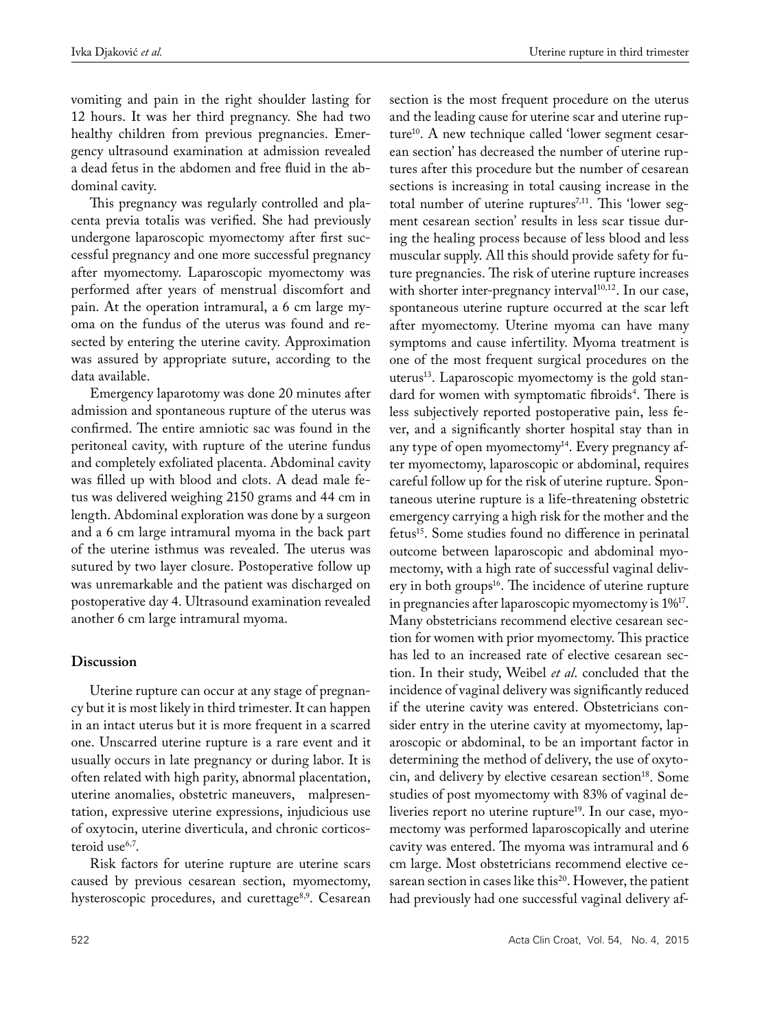vomiting and pain in the right shoulder lasting for 12 hours. It was her third pregnancy. She had two healthy children from previous pregnancies. Emergency ultrasound examination at admission revealed a dead fetus in the abdomen and free fluid in the abdominal cavity.

This pregnancy was regularly controlled and placenta previa totalis was verified. She had previously undergone laparoscopic myomectomy after first successful pregnancy and one more successful pregnancy after myomectomy. Laparoscopic myomectomy was performed after years of menstrual discomfort and pain. At the operation intramural, a 6 cm large myoma on the fundus of the uterus was found and resected by entering the uterine cavity. Approximation was assured by appropriate suture, according to the data available.

Emergency laparotomy was done 20 minutes after admission and spontaneous rupture of the uterus was confirmed. The entire amniotic sac was found in the peritoneal cavity, with rupture of the uterine fundus and completely exfoliated placenta. Abdominal cavity was filled up with blood and clots. A dead male fetus was delivered weighing 2150 grams and 44 cm in length. Abdominal exploration was done by a surgeon and a 6 cm large intramural myoma in the back part of the uterine isthmus was revealed. The uterus was sutured by two layer closure. Postoperative follow up was unremarkable and the patient was discharged on postoperative day 4. Ultrasound examination revealed another 6 cm large intramural myoma.

## Discussion

Uterine rupture can occur at any stage of pregnancy but it is most likely in third trimester. It can happen in an intact uterus but it is more frequent in a scarred one. Unscarred uterine rupture is a rare event and it usually occurs in late pregnancy or during labor. It is often related with high parity, abnormal placentation, uterine anomalies, obstetric maneuvers, malpresentation, expressive uterine expressions, injudicious use of oxytocin, uterine diverticula, and chronic corticosteroid use[6,7].

Risk factors for uterine rupture are uterine scars caused by previous cesarean section, myomectomy, hysteroscopic procedures, and curettage[8,9]. Cesarean section is the most frequent procedure on the uterus and the leading cause for uterine scar and uterine rupture[10]. A new technique called 'lower segment cesarean section' has decreased the number of uterine ruptures after this procedure but the number of cesarean sections is increasing in total causing increase in the total number of uterine ruptures[7,11]. This 'lower segment cesarean section' results in less scar tissue during the healing process because of less blood and less muscular supply. All this should provide safety for future pregnancies. The risk of uterine rupture increases with shorter inter-pregnancy interval[10,12]. In our case, spontaneous uterine rupture occurred at the scar left after myomectomy. Uterine myoma can have many symptoms and cause infertility. Myoma treatment is one of the most frequent surgical procedures on the uterus[13]. Laparoscopic myomectomy is the gold standard for women with symptomatic fibroids[4]. There is less subjectively reported postoperative pain, less fever, and a significantly shorter hospital stay than in any type of open myomectomy[14]. Every pregnancy after myomectomy, laparoscopic or abdominal, requires careful follow up for the risk of uterine rupture. Spontaneous uterine rupture is a life-threatening obstetric emergency carrying a high risk for the mother and the fetus[15]. Some studies found no difference in perinatal outcome between laparoscopic and abdominal myomectomy, with a high rate of successful vaginal delivery in both groups[16]. The incidence of uterine rupture in pregnancies after laparoscopic myomectomy is 1%[17]. Many obstetricians recommend elective cesarean section for women with prior myomectomy. This practice has led to an increased rate of elective cesarean section. In their study, Weibel *et al.* concluded that the incidence of vaginal delivery was significantly reduced if the uterine cavity was entered. Obstetricians consider entry in the uterine cavity at myomectomy, laparoscopic or abdominal, to be an important factor in determining the method of delivery, the use of oxytocin, and delivery by elective cesarean section[18]. Some studies of post myomectomy with 83% of vaginal deliveries report no uterine rupture[19]. In our case, myomectomy was performed laparoscopically and uterine cavity was entered. The myoma was intramural and 6 cm large. Most obstetricians recommend elective cesarean section in cases like this[20]. However, the patient had previously had one successful vaginal delivery af-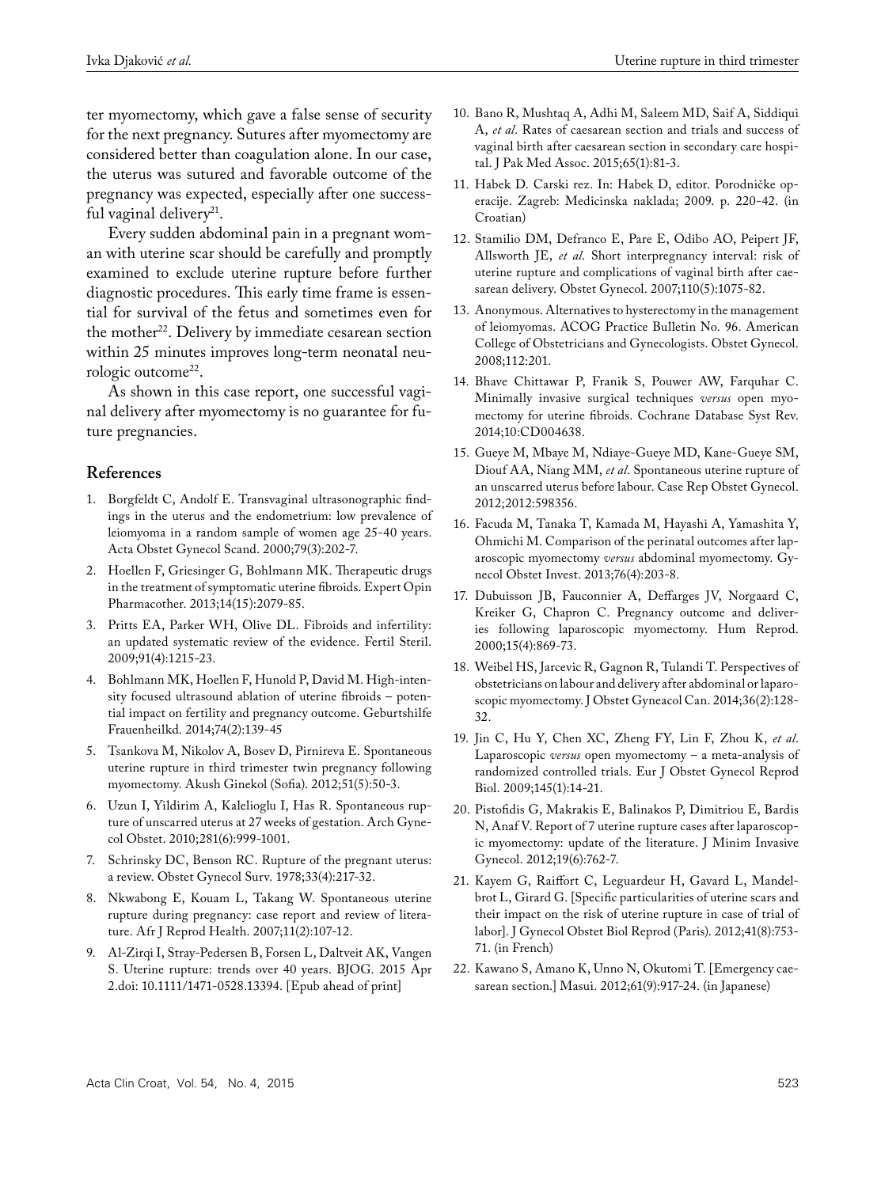ter myomectomy, which gave a false sense of security for the next pregnancy. Sutures after myomectomy are considered better than coagulation alone. In our case, the uterus was sutured and favorable outcome of the pregnancy was expected, especially after one successful vaginal delivery[21].

Every sudden abdominal pain in a pregnant woman with uterine scar should be carefully and promptly examined to exclude uterine rupture before further diagnostic procedures. This early time frame is essential for survival of the fetus and sometimes even for the mother[22]. Delivery by immediate cesarean section within 25 minutes improves long-term neonatal neurologic outcome[22].

As shown in this case report, one successful vaginal delivery after myomectomy is no guarantee for future pregnancies.

## References

1. Borgfeldt C, Andolf E. Transvaginal ultrasonographic findings in the uterus and the endometrium: low prevalence of leiomyoma in a random sample of women age 25-40 years. Acta Obstet Gynecol Scand. 2000;79(3):202-7.
2. Hoellen F, Griesinger G, Bohlmann MK. Therapeutic drugs in the treatment of symptomatic uterine fibroids. Expert Opin Pharmacother. 2013;14(15):2079-85.
3. Pritts EA, Parker WH, Olive DL. Fibroids and infertility: an updated systematic review of the evidence. Fertil Steril. 2009;91(4):1215-23.
4. Bohlmann MK, Hoellen F, Hunold P, David M. High-intensity focused ultrasound ablation of uterine fibroids – potential impact on fertility and pregnancy outcome. Geburtshilfe Frauenheilkd. 2014;74(2):139-45
5. Tsankova M, Nikolov A, Bosev D, Pirnireva E. Spontaneous uterine rupture in third trimester twin pregnancy following myomectomy. Akush Ginekol (Sofia). 2012;51(5):50-3.
6. Uzun I, Yildirim A, Kalelioglu I, Has R. Spontaneous rupture of unscarred uterus at 27 weeks of gestation. Arch Gynecol Obstet. 2010;281(6):999-1001.
7. Schrinsky DC, Benson RC. Rupture of the pregnant uterus: a review. Obstet Gynecol Surv. 1978;33(4):217-32.
8. Nkwabong E, Kouam L, Takang W. Spontaneous uterine rupture during pregnancy: case report and review of literature. Afr J Reprod Health. 2007;11(2):107-12.
9. Al-Zirqi I, Stray-Pedersen B, Forsen L, Daltveit AK, Vangen S. Uterine rupture: trends over 40 years. BJOG. 2015 Apr 2.doi: 10.1111/1471-0528.13394. [Epub ahead of print]
10. Bano R, Mushtaq A, Adhi M, Saleem MD, Saif A, Siddiqui A, *et al*. Rates of caesarean section and trials and success of vaginal birth after caesarean section in secondary care hospital. J Pak Med Assoc. 2015;65(1):81-3.
11. Habek D. Carski rez. In: Habek D, editor. Porodničke operacije. Zagreb: Medicinska naklada; 2009. p. 220-42. (in Croatian)
12. Stamilio DM, Defranco E, Pare E, Odibo AO, Peipert JF, Allsworth JE, *et al*. Short interpregnancy interval: risk of uterine rupture and complications of vaginal birth after caesarean delivery. Obstet Gynecol. 2007;110(5):1075-82.
13. Anonymous. Alternatives to hysterectomy in the management of leiomyomas. ACOG Practice Bulletin No. 96. American College of Obstetricians and Gynecologists. Obstet Gynecol. 2008;112:201.
14. Bhave Chittawar P, Franik S, Pouwer AW, Farquhar C. Minimally invasive surgical techniques *versus* open myomectomy for uterine fibroids. Cochrane Database Syst Rev. 2014;10:CD004638.
15. Gueye M, Mbaye M, Ndiaye-Gueye MD, Kane-Gueye SM, Diouf AA, Niang MM, *et al*. Spontaneous uterine rupture of an unscarred uterus before labour. Case Rep Obstet Gynecol. 2012;2012:598356.
16. Facuda M, Tanaka T, Kamada M, Hayashi A, Yamashita Y, Ohmichi M. Comparison of the perinatal outcomes after laparoscopic myomectomy *versus* abdominal myomectomy. Gynecol Obstet Invest. 2013;76(4):203-8.
17. Dubuisson JB, Fauconnier A, Deffarges JV, Norgaard C, Kreiker G, Chapron C. Pregnancy outcome and deliveries following laparoscopic myomectomy. Hum Reprod. 2000;15(4):869-73.
18. Weibel HS, Jarcevic R, Gagnon R, Tulandi T. Perspectives of obstetricians on labour and delivery after abdominal or laparoscopic myomectomy. J Obstet Gyneacol Can. 2014;36(2):128-32.
19. Jin C, Hu Y, Chen XC, Zheng FY, Lin F, Zhou K, *et al*. Laparoscopic *versus* open myomectomy – a meta-analysis of randomized controlled trials. Eur J Obstet Gynecol Reprod Biol. 2009;145(1):14-21.
20. Pistofidis G, Makrakis E, Balinakos P, Dimitriou E, Bardis N, Anaf V. Report of 7 uterine rupture cases after laparoscopic myomectomy: update of the literature. J Minim Invasive Gynecol. 2012;19(6):762-7.
21. Kayem G, Raiffort C, Leguardeur H, Gavard L, Mandelbrot L, Girard G. [Specific particularities of uterine scars and their impact on the risk of uterine rupture in case of trial of labor]. J Gynecol Obstet Biol Reprod (Paris). 2012;41(8):753-71. (in French)
22. Kawano S, Amano K, Unno N, Okutomi T. [Emergency caesarean section.] Masui. 2012;61(9):917-24. (in Japanese)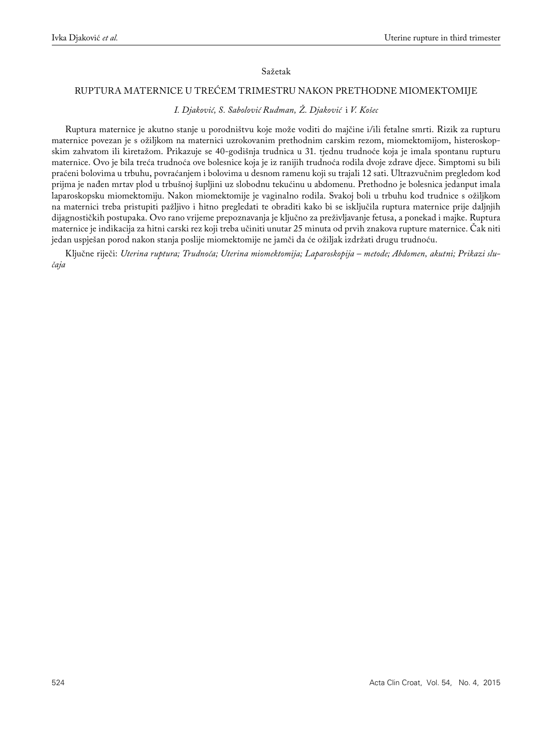Sažetak

## RUPTURA MATERNICE U TREĆEM TRIMESTRU NAKON PRETHODNE MIOMEKTOMIJE

*I. Djaković, S. Sabolović Rudman, Ž. Djaković* i *V. Košec*

Ruptura maternice je akutno stanje u porodništvu koje može voditi do majčine i/ili fetalne smrti. Rizik za rupturu maternice povezan je s ožiljkom na maternici uzrokovanim prethodnim carskim rezom, miomektomijom, histeroskopskim zahvatom ili kiretažom. Prikazuje se 40-godišnja trudnica u 31. tjednu trudnoće koja je imala spontanu rupturu maternice. Ovo je bila treća trudnoća ove bolesnice koja je iz ranijih trudnoća rodila dvoje zdrave djece. Simptomi su bili praćeni bolovima u trbuhu, povraćanjem i bolovima u desnom ramenu koji su trajali 12 sati. Ultrazvučnim pregledom kod prijma je nađen mrtav plod u trbušnoj šupljini uz slobodnu tekućinu u abdomenu. Prethodno je bolesnica jedanput imala laparoskopsku miomektomiju. Nakon miomektomije je vaginalno rodila. Svakoj boli u trbuhu kod trudnice s ožiljkom na maternici treba pristupiti pažljivo i hitno pregledati te obraditi kako bi se isključila ruptura maternice prije daljnjih dijagnostičkih postupaka. Ovo rano vrijeme prepoznavanja je ključno za preživljavanje fetusa, a ponekad i majke. Ruptura maternice je indikacija za hitni carski rez koji treba učiniti unutar 25 minuta od prvih znakova rupture maternice. Čak niti jedan uspješan porod nakon stanja poslije miomektomije ne jamči da će ožiljak izdržati drugu trudnoću.

Ključne riječi: *Uterina ruptura; Trudnoća; Uterina miomektomija; Laparoskopija – metode; Abdomen, akutni; Prikazi slučaja*